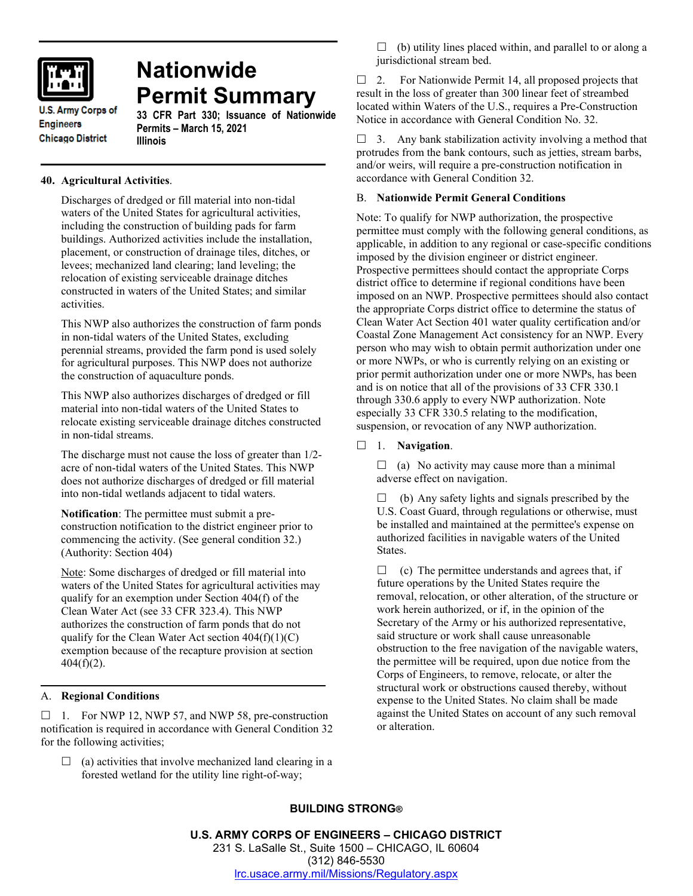# Nationwide Permit Summary

U.S. Army Corps of Engineers
Chicago District

**33 CFR Part 330; Issuance of Nationwide Permits – March 15, 2021**
**Illinois**

## 40. Agricultural Activities.

Discharges of dredged or fill material into non-tidal waters of the United States for agricultural activities, including the construction of building pads for farm buildings. Authorized activities include the installation, placement, or construction of drainage tiles, ditches, or levees; mechanized land clearing; land leveling; the relocation of existing serviceable drainage ditches constructed in waters of the United States; and similar activities.

This NWP also authorizes the construction of farm ponds in non-tidal waters of the United States, excluding perennial streams, provided the farm pond is used solely for agricultural purposes. This NWP does not authorize the construction of aquaculture ponds.

This NWP also authorizes discharges of dredged or fill material into non-tidal waters of the United States to relocate existing serviceable drainage ditches constructed in non-tidal streams.

The discharge must not cause the loss of greater than 1/2-acre of non-tidal waters of the United States. This NWP does not authorize discharges of dredged or fill material into non-tidal wetlands adjacent to tidal waters.

**Notification**: The permittee must submit a pre-construction notification to the district engineer prior to commencing the activity. (See general condition 32.) (Authority: Section 404)

Note: Some discharges of dredged or fill material into waters of the United States for agricultural activities may qualify for an exemption under Section 404(f) of the Clean Water Act (see 33 CFR 323.4). This NWP authorizes the construction of farm ponds that do not qualify for the Clean Water Act section 404(f)(1)(C) exemption because of the recapture provision at section 404(f)(2).

## A. Regional Conditions

☐ 1. For NWP 12, NWP 57, and NWP 58, pre-construction notification is required in accordance with General Condition 32 for the following activities;

☐ (a) activities that involve mechanized land clearing in a forested wetland for the utility line right-of-way;

☐ (b) utility lines placed within, and parallel to or along a jurisdictional stream bed.

☐ 2. For Nationwide Permit 14, all proposed projects that result in the loss of greater than 300 linear feet of streambed located within Waters of the U.S., requires a Pre-Construction Notice in accordance with General Condition No. 32.

☐ 3. Any bank stabilization activity involving a method that protrudes from the bank contours, such as jetties, stream barbs, and/or weirs, will require a pre-construction notification in accordance with General Condition 32.

## B. Nationwide Permit General Conditions

Note: To qualify for NWP authorization, the prospective permittee must comply with the following general conditions, as applicable, in addition to any regional or case-specific conditions imposed by the division engineer or district engineer. Prospective permittees should contact the appropriate Corps district office to determine if regional conditions have been imposed on an NWP. Prospective permittees should also contact the appropriate Corps district office to determine the status of Clean Water Act Section 401 water quality certification and/or Coastal Zone Management Act consistency for an NWP. Every person who may wish to obtain permit authorization under one or more NWPs, or who is currently relying on an existing or prior permit authorization under one or more NWPs, has been and is on notice that all of the provisions of 33 CFR 330.1 through 330.6 apply to every NWP authorization. Note especially 33 CFR 330.5 relating to the modification, suspension, or revocation of any NWP authorization.

☐ 1. **Navigation**.

☐ (a) No activity may cause more than a minimal adverse effect on navigation.

☐ (b) Any safety lights and signals prescribed by the U.S. Coast Guard, through regulations or otherwise, must be installed and maintained at the permittee's expense on authorized facilities in navigable waters of the United States.

☐ (c) The permittee understands and agrees that, if future operations by the United States require the removal, relocation, or other alteration, of the structure or work herein authorized, or if, in the opinion of the Secretary of the Army or his authorized representative, said structure or work shall cause unreasonable obstruction to the free navigation of the navigable waters, the permittee will be required, upon due notice from the Corps of Engineers, to remove, relocate, or alter the structural work or obstructions caused thereby, without expense to the United States. No claim shall be made against the United States on account of any such removal or alteration.

**BUILDING STRONG®**

**U.S. ARMY CORPS OF ENGINEERS – CHICAGO DISTRICT**
231 S. LaSalle St., Suite 1500 – CHICAGO, IL 60604
(312) 846-5530
lrc.usace.army.mil/Missions/Regulatory.aspx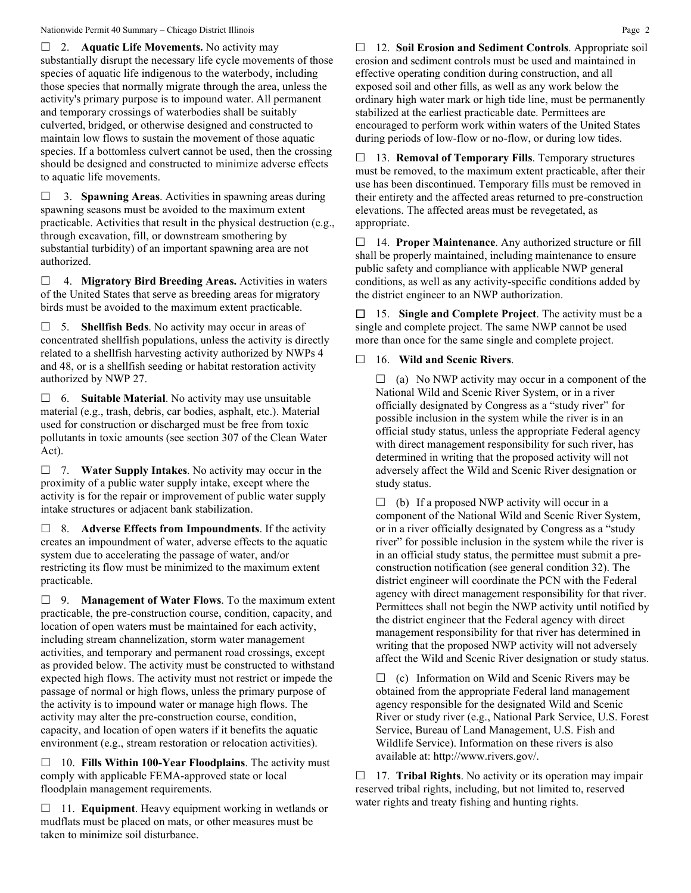☐ 2. **Aquatic Life Movements.** No activity may substantially disrupt the necessary life cycle movements of those species of aquatic life indigenous to the waterbody, including those species that normally migrate through the area, unless the activity's primary purpose is to impound water. All permanent and temporary crossings of waterbodies shall be suitably culverted, bridged, or otherwise designed and constructed to maintain low flows to sustain the movement of those aquatic species. If a bottomless culvert cannot be used, then the crossing should be designed and constructed to minimize adverse effects to aquatic life movements.

☐ 3. **Spawning Areas**. Activities in spawning areas during spawning seasons must be avoided to the maximum extent practicable. Activities that result in the physical destruction (e.g., through excavation, fill, or downstream smothering by substantial turbidity) of an important spawning area are not authorized.

☐ 4. **Migratory Bird Breeding Areas.** Activities in waters of the United States that serve as breeding areas for migratory birds must be avoided to the maximum extent practicable.

☐ 5. **Shellfish Beds**. No activity may occur in areas of concentrated shellfish populations, unless the activity is directly related to a shellfish harvesting activity authorized by NWPs 4 and 48, or is a shellfish seeding or habitat restoration activity authorized by NWP 27.

☐ 6. **Suitable Material**. No activity may use unsuitable material (e.g., trash, debris, car bodies, asphalt, etc.). Material used for construction or discharged must be free from toxic pollutants in toxic amounts (see section 307 of the Clean Water Act).

☐ 7. **Water Supply Intakes**. No activity may occur in the proximity of a public water supply intake, except where the activity is for the repair or improvement of public water supply intake structures or adjacent bank stabilization.

☐ 8. **Adverse Effects from Impoundments**. If the activity creates an impoundment of water, adverse effects to the aquatic system due to accelerating the passage of water, and/or restricting its flow must be minimized to the maximum extent practicable.

☐ 9. **Management of Water Flows**. To the maximum extent practicable, the pre-construction course, condition, capacity, and location of open waters must be maintained for each activity, including stream channelization, storm water management activities, and temporary and permanent road crossings, except as provided below. The activity must be constructed to withstand expected high flows. The activity must not restrict or impede the passage of normal or high flows, unless the primary purpose of the activity is to impound water or manage high flows. The activity may alter the pre-construction course, condition, capacity, and location of open waters if it benefits the aquatic environment (e.g., stream restoration or relocation activities).

☐ 10. **Fills Within 100-Year Floodplains**. The activity must comply with applicable FEMA-approved state or local floodplain management requirements.

☐ 11. **Equipment**. Heavy equipment working in wetlands or mudflats must be placed on mats, or other measures must be taken to minimize soil disturbance.

☐ 12. **Soil Erosion and Sediment Controls**. Appropriate soil erosion and sediment controls must be used and maintained in effective operating condition during construction, and all exposed soil and other fills, as well as any work below the ordinary high water mark or high tide line, must be permanently stabilized at the earliest practicable date. Permittees are encouraged to perform work within waters of the United States during periods of low-flow or no-flow, or during low tides.

☐ 13. **Removal of Temporary Fills**. Temporary structures must be removed, to the maximum extent practicable, after their use has been discontinued. Temporary fills must be removed in their entirety and the affected areas returned to pre-construction elevations. The affected areas must be revegetated, as appropriate.

☐ 14. **Proper Maintenance**. Any authorized structure or fill shall be properly maintained, including maintenance to ensure public safety and compliance with applicable NWP general conditions, as well as any activity-specific conditions added by the district engineer to an NWP authorization.

☐ 15. **Single and Complete Project**. The activity must be a single and complete project. The same NWP cannot be used more than once for the same single and complete project.

☐ 16. **Wild and Scenic Rivers**.

☐ (a) No NWP activity may occur in a component of the National Wild and Scenic River System, or in a river officially designated by Congress as a "study river" for possible inclusion in the system while the river is in an official study status, unless the appropriate Federal agency with direct management responsibility for such river, has determined in writing that the proposed activity will not adversely affect the Wild and Scenic River designation or study status.

☐ (b) If a proposed NWP activity will occur in a component of the National Wild and Scenic River System, or in a river officially designated by Congress as a "study river" for possible inclusion in the system while the river is in an official study status, the permittee must submit a pre-construction notification (see general condition 32). The district engineer will coordinate the PCN with the Federal agency with direct management responsibility for that river. Permittees shall not begin the NWP activity until notified by the district engineer that the Federal agency with direct management responsibility for that river has determined in writing that the proposed NWP activity will not adversely affect the Wild and Scenic River designation or study status.

☐ (c) Information on Wild and Scenic Rivers may be obtained from the appropriate Federal land management agency responsible for the designated Wild and Scenic River or study river (e.g., National Park Service, U.S. Forest Service, Bureau of Land Management, U.S. Fish and Wildlife Service). Information on these rivers is also available at: http://www.rivers.gov/.

☐ 17. **Tribal Rights**. No activity or its operation may impair reserved tribal rights, including, but not limited to, reserved water rights and treaty fishing and hunting rights.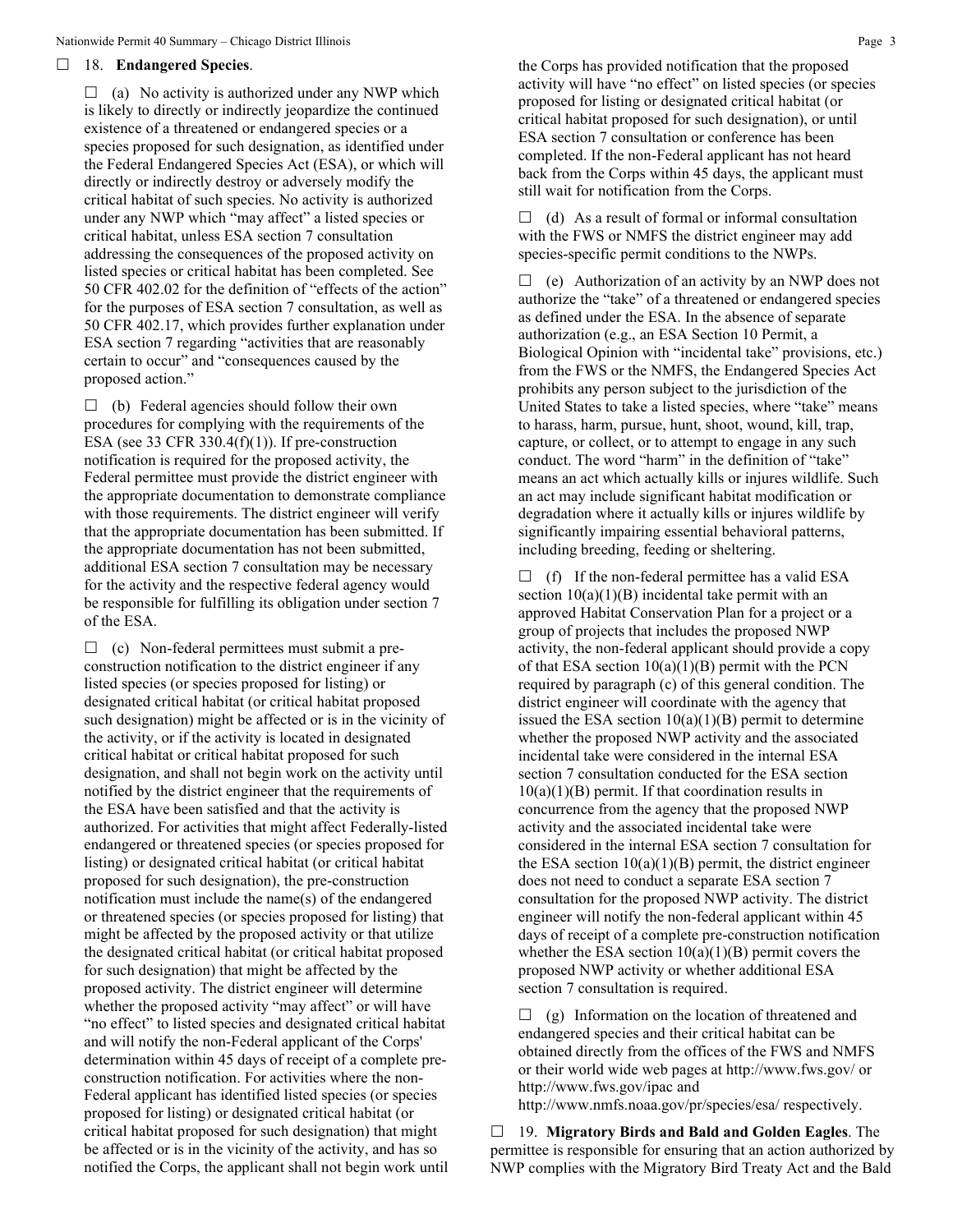☐ 18. **Endangered Species**.

☐ (a) No activity is authorized under any NWP which is likely to directly or indirectly jeopardize the continued existence of a threatened or endangered species or a species proposed for such designation, as identified under the Federal Endangered Species Act (ESA), or which will directly or indirectly destroy or adversely modify the critical habitat of such species. No activity is authorized under any NWP which "may affect" a listed species or critical habitat, unless ESA section 7 consultation addressing the consequences of the proposed activity on listed species or critical habitat has been completed. See 50 CFR 402.02 for the definition of "effects of the action" for the purposes of ESA section 7 consultation, as well as 50 CFR 402.17, which provides further explanation under ESA section 7 regarding "activities that are reasonably certain to occur" and "consequences caused by the proposed action."

☐ (b) Federal agencies should follow their own procedures for complying with the requirements of the ESA (see 33 CFR 330.4(f)(1)). If pre-construction notification is required for the proposed activity, the Federal permittee must provide the district engineer with the appropriate documentation to demonstrate compliance with those requirements. The district engineer will verify that the appropriate documentation has been submitted. If the appropriate documentation has not been submitted, additional ESA section 7 consultation may be necessary for the activity and the respective federal agency would be responsible for fulfilling its obligation under section 7 of the ESA.

☐ (c) Non-federal permittees must submit a pre-construction notification to the district engineer if any listed species (or species proposed for listing) or designated critical habitat (or critical habitat proposed such designation) might be affected or is in the vicinity of the activity, or if the activity is located in designated critical habitat or critical habitat proposed for such designation, and shall not begin work on the activity until notified by the district engineer that the requirements of the ESA have been satisfied and that the activity is authorized. For activities that might affect Federally-listed endangered or threatened species (or species proposed for listing) or designated critical habitat (or critical habitat proposed for such designation), the pre-construction notification must include the name(s) of the endangered or threatened species (or species proposed for listing) that might be affected by the proposed activity or that utilize the designated critical habitat (or critical habitat proposed for such designation) that might be affected by the proposed activity. The district engineer will determine whether the proposed activity "may affect" or will have "no effect" to listed species and designated critical habitat and will notify the non-Federal applicant of the Corps' determination within 45 days of receipt of a complete pre-construction notification. For activities where the non-Federal applicant has identified listed species (or species proposed for listing) or designated critical habitat (or critical habitat proposed for such designation) that might be affected or is in the vicinity of the activity, and has so notified the Corps, the applicant shall not begin work until the Corps has provided notification that the proposed activity will have "no effect" on listed species (or species proposed for listing or designated critical habitat (or critical habitat proposed for such designation), or until ESA section 7 consultation or conference has been completed. If the non-Federal applicant has not heard back from the Corps within 45 days, the applicant must still wait for notification from the Corps.

☐ (d) As a result of formal or informal consultation with the FWS or NMFS the district engineer may add species-specific permit conditions to the NWPs.

☐ (e) Authorization of an activity by an NWP does not authorize the "take" of a threatened or endangered species as defined under the ESA. In the absence of separate authorization (e.g., an ESA Section 10 Permit, a Biological Opinion with "incidental take" provisions, etc.) from the FWS or the NMFS, the Endangered Species Act prohibits any person subject to the jurisdiction of the United States to take a listed species, where "take" means to harass, harm, pursue, hunt, shoot, wound, kill, trap, capture, or collect, or to attempt to engage in any such conduct. The word "harm" in the definition of "take" means an act which actually kills or injures wildlife. Such an act may include significant habitat modification or degradation where it actually kills or injures wildlife by significantly impairing essential behavioral patterns, including breeding, feeding or sheltering.

☐ (f) If the non-federal permittee has a valid ESA section 10(a)(1)(B) incidental take permit with an approved Habitat Conservation Plan for a project or a group of projects that includes the proposed NWP activity, the non-federal applicant should provide a copy of that ESA section 10(a)(1)(B) permit with the PCN required by paragraph (c) of this general condition. The district engineer will coordinate with the agency that issued the ESA section 10(a)(1)(B) permit to determine whether the proposed NWP activity and the associated incidental take were considered in the internal ESA section 7 consultation conducted for the ESA section 10(a)(1)(B) permit. If that coordination results in concurrence from the agency that the proposed NWP activity and the associated incidental take were considered in the internal ESA section 7 consultation for the ESA section 10(a)(1)(B) permit, the district engineer does not need to conduct a separate ESA section 7 consultation for the proposed NWP activity. The district engineer will notify the non-federal applicant within 45 days of receipt of a complete pre-construction notification whether the ESA section 10(a)(1)(B) permit covers the proposed NWP activity or whether additional ESA section 7 consultation is required.

☐ (g) Information on the location of threatened and endangered species and their critical habitat can be obtained directly from the offices of the FWS and NMFS or their world wide web pages at http://www.fws.gov/ or http://www.fws.gov/ipac and http://www.nmfs.noaa.gov/pr/species/esa/ respectively.

☐ 19. **Migratory Birds and Bald and Golden Eagles**. The permittee is responsible for ensuring that an action authorized by NWP complies with the Migratory Bird Treaty Act and the Bald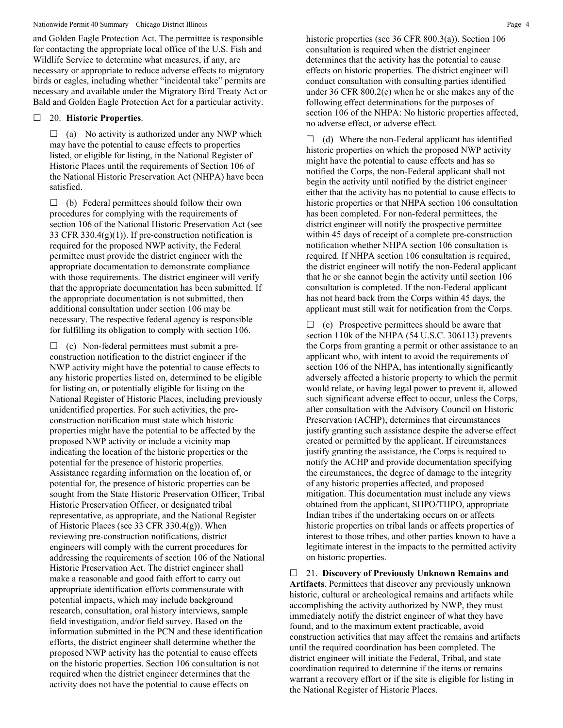and Golden Eagle Protection Act. The permittee is responsible for contacting the appropriate local office of the U.S. Fish and Wildlife Service to determine what measures, if any, are necessary or appropriate to reduce adverse effects to migratory birds or eagles, including whether "incidental take" permits are necessary and available under the Migratory Bird Treaty Act or Bald and Golden Eagle Protection Act for a particular activity.

☐ 20. **Historic Properties**.

☐ (a) No activity is authorized under any NWP which may have the potential to cause effects to properties listed, or eligible for listing, in the National Register of Historic Places until the requirements of Section 106 of the National Historic Preservation Act (NHPA) have been satisfied.

☐ (b) Federal permittees should follow their own procedures for complying with the requirements of section 106 of the National Historic Preservation Act (see 33 CFR 330.4(g)(1)). If pre-construction notification is required for the proposed NWP activity, the Federal permittee must provide the district engineer with the appropriate documentation to demonstrate compliance with those requirements. The district engineer will verify that the appropriate documentation has been submitted. If the appropriate documentation is not submitted, then additional consultation under section 106 may be necessary. The respective federal agency is responsible for fulfilling its obligation to comply with section 106.

☐ (c) Non-federal permittees must submit a pre-construction notification to the district engineer if the NWP activity might have the potential to cause effects to any historic properties listed on, determined to be eligible for listing on, or potentially eligible for listing on the National Register of Historic Places, including previously unidentified properties. For such activities, the pre-construction notification must state which historic properties might have the potential to be affected by the proposed NWP activity or include a vicinity map indicating the location of the historic properties or the potential for the presence of historic properties. Assistance regarding information on the location of, or potential for, the presence of historic properties can be sought from the State Historic Preservation Officer, Tribal Historic Preservation Officer, or designated tribal representative, as appropriate, and the National Register of Historic Places (see 33 CFR 330.4(g)). When reviewing pre-construction notifications, district engineers will comply with the current procedures for addressing the requirements of section 106 of the National Historic Preservation Act. The district engineer shall make a reasonable and good faith effort to carry out appropriate identification efforts commensurate with potential impacts, which may include background research, consultation, oral history interviews, sample field investigation, and/or field survey. Based on the information submitted in the PCN and these identification efforts, the district engineer shall determine whether the proposed NWP activity has the potential to cause effects on the historic properties. Section 106 consultation is not required when the district engineer determines that the activity does not have the potential to cause effects on historic properties (see 36 CFR 800.3(a)). Section 106 consultation is required when the district engineer determines that the activity has the potential to cause effects on historic properties. The district engineer will conduct consultation with consulting parties identified under 36 CFR 800.2(c) when he or she makes any of the following effect determinations for the purposes of section 106 of the NHPA: No historic properties affected, no adverse effect, or adverse effect.

☐ (d) Where the non-Federal applicant has identified historic properties on which the proposed NWP activity might have the potential to cause effects and has so notified the Corps, the non-Federal applicant shall not begin the activity until notified by the district engineer either that the activity has no potential to cause effects to historic properties or that NHPA section 106 consultation has been completed. For non-federal permittees, the district engineer will notify the prospective permittee within 45 days of receipt of a complete pre-construction notification whether NHPA section 106 consultation is required. If NHPA section 106 consultation is required, the district engineer will notify the non-Federal applicant that he or she cannot begin the activity until section 106 consultation is completed. If the non-Federal applicant has not heard back from the Corps within 45 days, the applicant must still wait for notification from the Corps.

☐ (e) Prospective permittees should be aware that section 110k of the NHPA (54 U.S.C. 306113) prevents the Corps from granting a permit or other assistance to an applicant who, with intent to avoid the requirements of section 106 of the NHPA, has intentionally significantly adversely affected a historic property to which the permit would relate, or having legal power to prevent it, allowed such significant adverse effect to occur, unless the Corps, after consultation with the Advisory Council on Historic Preservation (ACHP), determines that circumstances justify granting such assistance despite the adverse effect created or permitted by the applicant. If circumstances justify granting the assistance, the Corps is required to notify the ACHP and provide documentation specifying the circumstances, the degree of damage to the integrity of any historic properties affected, and proposed mitigation. This documentation must include any views obtained from the applicant, SHPO/THPO, appropriate Indian tribes if the undertaking occurs on or affects historic properties on tribal lands or affects properties of interest to those tribes, and other parties known to have a legitimate interest in the impacts to the permitted activity on historic properties.

☐ 21. **Discovery of Previously Unknown Remains and Artifacts**. Permittees that discover any previously unknown historic, cultural or archeological remains and artifacts while accomplishing the activity authorized by NWP, they must immediately notify the district engineer of what they have found, and to the maximum extent practicable, avoid construction activities that may affect the remains and artifacts until the required coordination has been completed. The district engineer will initiate the Federal, Tribal, and state coordination required to determine if the items or remains warrant a recovery effort or if the site is eligible for listing in the National Register of Historic Places.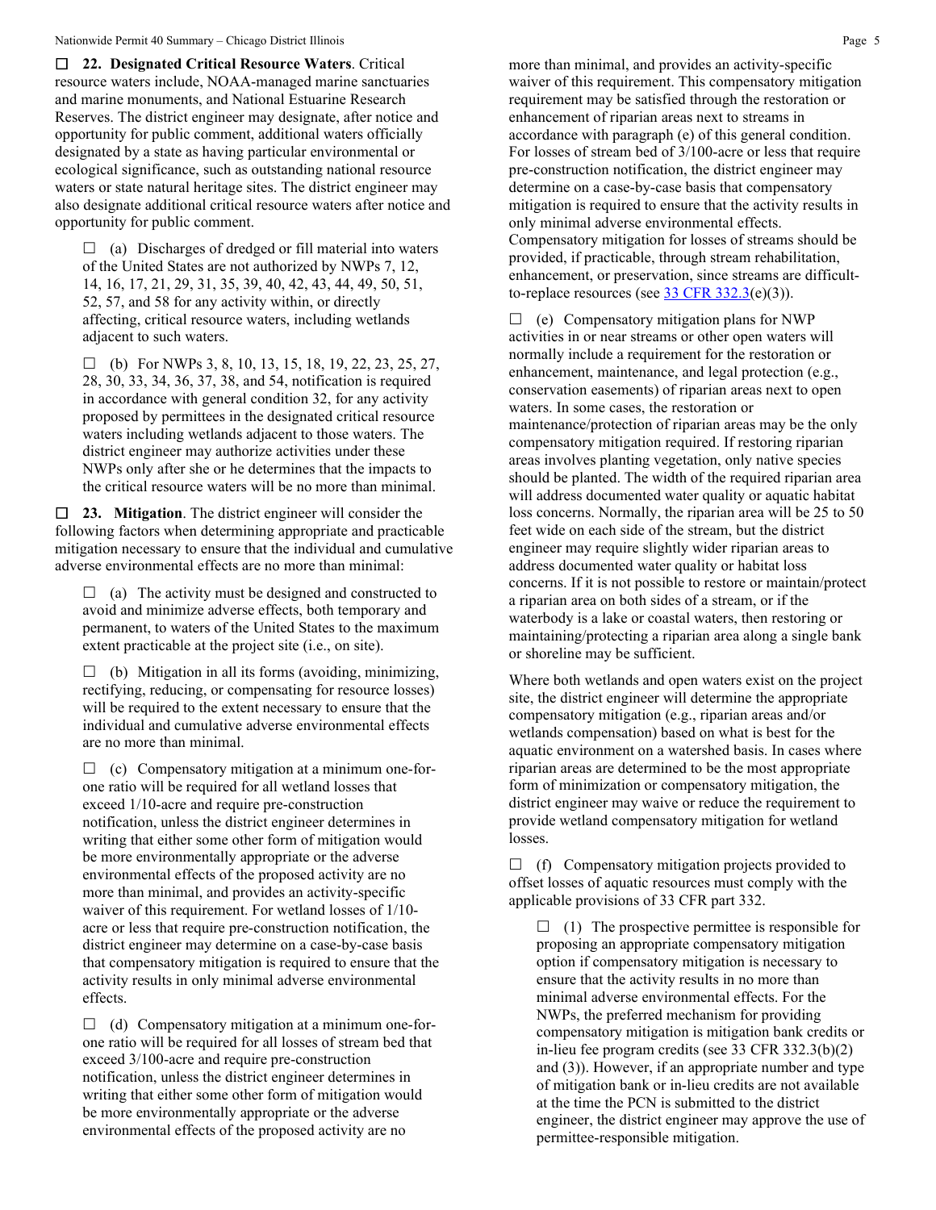☐ **22. Designated Critical Resource Waters**. Critical resource waters include, NOAA-managed marine sanctuaries and marine monuments, and National Estuarine Research Reserves. The district engineer may designate, after notice and opportunity for public comment, additional waters officially designated by a state as having particular environmental or ecological significance, such as outstanding national resource waters or state natural heritage sites. The district engineer may also designate additional critical resource waters after notice and opportunity for public comment.

☐ (a) Discharges of dredged or fill material into waters of the United States are not authorized by NWPs 7, 12, 14, 16, 17, 21, 29, 31, 35, 39, 40, 42, 43, 44, 49, 50, 51, 52, 57, and 58 for any activity within, or directly affecting, critical resource waters, including wetlands adjacent to such waters.

☐ (b) For NWPs 3, 8, 10, 13, 15, 18, 19, 22, 23, 25, 27, 28, 30, 33, 34, 36, 37, 38, and 54, notification is required in accordance with general condition 32, for any activity proposed by permittees in the designated critical resource waters including wetlands adjacent to those waters. The district engineer may authorize activities under these NWPs only after she or he determines that the impacts to the critical resource waters will be no more than minimal.

☐ **23. Mitigation**. The district engineer will consider the following factors when determining appropriate and practicable mitigation necessary to ensure that the individual and cumulative adverse environmental effects are no more than minimal:

☐ (a) The activity must be designed and constructed to avoid and minimize adverse effects, both temporary and permanent, to waters of the United States to the maximum extent practicable at the project site (i.e., on site).

☐ (b) Mitigation in all its forms (avoiding, minimizing, rectifying, reducing, or compensating for resource losses) will be required to the extent necessary to ensure that the individual and cumulative adverse environmental effects are no more than minimal.

☐ (c) Compensatory mitigation at a minimum one-for-one ratio will be required for all wetland losses that exceed 1/10-acre and require pre-construction notification, unless the district engineer determines in writing that either some other form of mitigation would be more environmentally appropriate or the adverse environmental effects of the proposed activity are no more than minimal, and provides an activity-specific waiver of this requirement. For wetland losses of 1/10-acre or less that require pre-construction notification, the district engineer may determine on a case-by-case basis that compensatory mitigation is required to ensure that the activity results in only minimal adverse environmental effects.

☐ (d) Compensatory mitigation at a minimum one-for-one ratio will be required for all losses of stream bed that exceed 3/100-acre and require pre-construction notification, unless the district engineer determines in writing that either some other form of mitigation would be more environmentally appropriate or the adverse environmental effects of the proposed activity are no more than minimal, and provides an activity-specific waiver of this requirement. This compensatory mitigation requirement may be satisfied through the restoration or enhancement of riparian areas next to streams in accordance with paragraph (e) of this general condition. For losses of stream bed of 3/100-acre or less that require pre-construction notification, the district engineer may determine on a case-by-case basis that compensatory mitigation is required to ensure that the activity results in only minimal adverse environmental effects. Compensatory mitigation for losses of streams should be provided, if practicable, through stream rehabilitation, enhancement, or preservation, since streams are difficult-to-replace resources (see 33 CFR 332.3(e)(3)).

☐ (e) Compensatory mitigation plans for NWP activities in or near streams or other open waters will normally include a requirement for the restoration or enhancement, maintenance, and legal protection (e.g., conservation easements) of riparian areas next to open waters. In some cases, the restoration or maintenance/protection of riparian areas may be the only compensatory mitigation required. If restoring riparian areas involves planting vegetation, only native species should be planted. The width of the required riparian area will address documented water quality or aquatic habitat loss concerns. Normally, the riparian area will be 25 to 50 feet wide on each side of the stream, but the district engineer may require slightly wider riparian areas to address documented water quality or habitat loss concerns. If it is not possible to restore or maintain/protect a riparian area on both sides of a stream, or if the waterbody is a lake or coastal waters, then restoring or maintaining/protecting a riparian area along a single bank or shoreline may be sufficient.

Where both wetlands and open waters exist on the project site, the district engineer will determine the appropriate compensatory mitigation (e.g., riparian areas and/or wetlands compensation) based on what is best for the aquatic environment on a watershed basis. In cases where riparian areas are determined to be the most appropriate form of minimization or compensatory mitigation, the district engineer may waive or reduce the requirement to provide wetland compensatory mitigation for wetland losses.

☐ (f) Compensatory mitigation projects provided to offset losses of aquatic resources must comply with the applicable provisions of 33 CFR part 332.

☐ (1) The prospective permittee is responsible for proposing an appropriate compensatory mitigation option if compensatory mitigation is necessary to ensure that the activity results in no more than minimal adverse environmental effects. For the NWPs, the preferred mechanism for providing compensatory mitigation is mitigation bank credits or in-lieu fee program credits (see 33 CFR 332.3(b)(2) and (3)). However, if an appropriate number and type of mitigation bank or in-lieu credits are not available at the time the PCN is submitted to the district engineer, the district engineer may approve the use of permittee-responsible mitigation.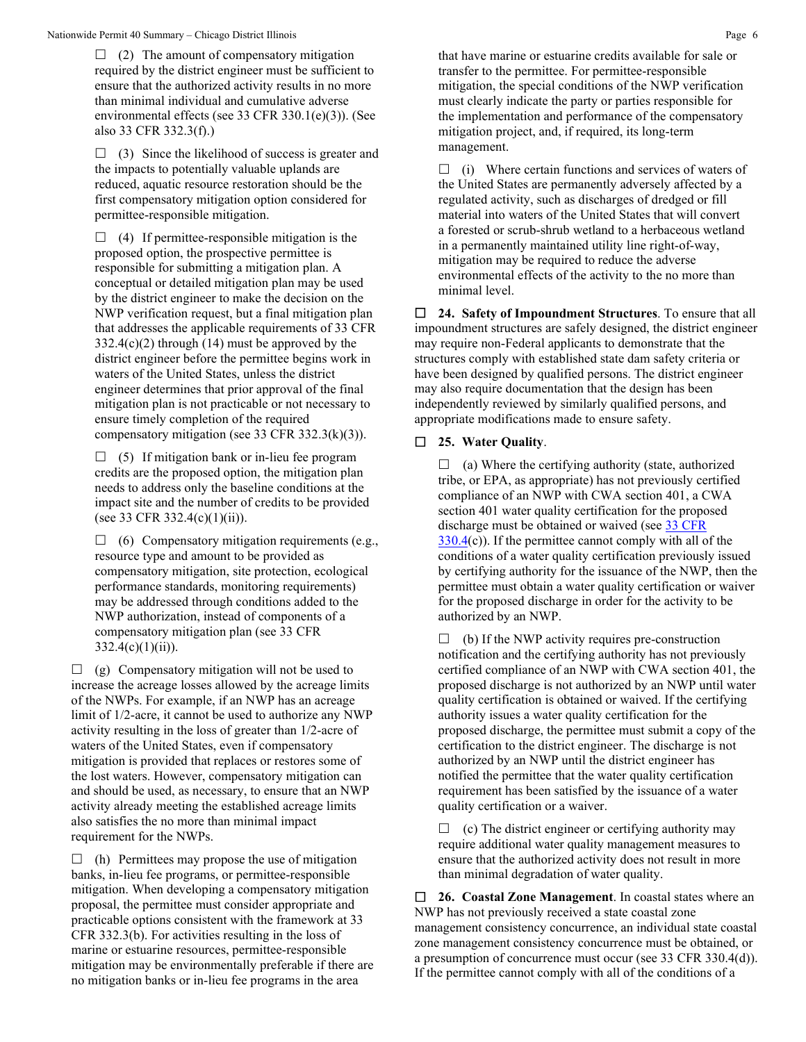☐ (2) The amount of compensatory mitigation required by the district engineer must be sufficient to ensure that the authorized activity results in no more than minimal individual and cumulative adverse environmental effects (see 33 CFR 330.1(e)(3)). (See also 33 CFR 332.3(f).)

☐ (3) Since the likelihood of success is greater and the impacts to potentially valuable uplands are reduced, aquatic resource restoration should be the first compensatory mitigation option considered for permittee-responsible mitigation.

☐ (4) If permittee-responsible mitigation is the proposed option, the prospective permittee is responsible for submitting a mitigation plan. A conceptual or detailed mitigation plan may be used by the district engineer to make the decision on the NWP verification request, but a final mitigation plan that addresses the applicable requirements of 33 CFR 332.4(c)(2) through (14) must be approved by the district engineer before the permittee begins work in waters of the United States, unless the district engineer determines that prior approval of the final mitigation plan is not practicable or not necessary to ensure timely completion of the required compensatory mitigation (see 33 CFR 332.3(k)(3)).

☐ (5) If mitigation bank or in-lieu fee program credits are the proposed option, the mitigation plan needs to address only the baseline conditions at the impact site and the number of credits to be provided (see 33 CFR 332.4(c)(1)(ii)).

☐ (6) Compensatory mitigation requirements (e.g., resource type and amount to be provided as compensatory mitigation, site protection, ecological performance standards, monitoring requirements) may be addressed through conditions added to the NWP authorization, instead of components of a compensatory mitigation plan (see 33 CFR 332.4(c)(1)(ii)).

☐ (g) Compensatory mitigation will not be used to increase the acreage losses allowed by the acreage limits of the NWPs. For example, if an NWP has an acreage limit of 1/2-acre, it cannot be used to authorize any NWP activity resulting in the loss of greater than 1/2-acre of waters of the United States, even if compensatory mitigation is provided that replaces or restores some of the lost waters. However, compensatory mitigation can and should be used, as necessary, to ensure that an NWP activity already meeting the established acreage limits also satisfies the no more than minimal impact requirement for the NWPs.

☐ (h) Permittees may propose the use of mitigation banks, in-lieu fee programs, or permittee-responsible mitigation. When developing a compensatory mitigation proposal, the permittee must consider appropriate and practicable options consistent with the framework at 33 CFR 332.3(b). For activities resulting in the loss of marine or estuarine resources, permittee-responsible mitigation may be environmentally preferable if there are no mitigation banks or in-lieu fee programs in the area that have marine or estuarine credits available for sale or transfer to the permittee. For permittee-responsible mitigation, the special conditions of the NWP verification must clearly indicate the party or parties responsible for the implementation and performance of the compensatory mitigation project, and, if required, its long-term management.

☐ (i) Where certain functions and services of waters of the United States are permanently adversely affected by a regulated activity, such as discharges of dredged or fill material into waters of the United States that will convert a forested or scrub-shrub wetland to a herbaceous wetland in a permanently maintained utility line right-of-way, mitigation may be required to reduce the adverse environmental effects of the activity to the no more than minimal level.

☐ **24. Safety of Impoundment Structures**. To ensure that all impoundment structures are safely designed, the district engineer may require non-Federal applicants to demonstrate that the structures comply with established state dam safety criteria or have been designed by qualified persons. The district engineer may also require documentation that the design has been independently reviewed by similarly qualified persons, and appropriate modifications made to ensure safety.

☐ **25. Water Quality**.

☐ (a) Where the certifying authority (state, authorized tribe, or EPA, as appropriate) has not previously certified compliance of an NWP with CWA section 401, a CWA section 401 water quality certification for the proposed discharge must be obtained or waived (see 33 CFR 330.4(c)). If the permittee cannot comply with all of the conditions of a water quality certification previously issued by certifying authority for the issuance of the NWP, then the permittee must obtain a water quality certification or waiver for the proposed discharge in order for the activity to be authorized by an NWP.

☐ (b) If the NWP activity requires pre-construction notification and the certifying authority has not previously certified compliance of an NWP with CWA section 401, the proposed discharge is not authorized by an NWP until water quality certification is obtained or waived. If the certifying authority issues a water quality certification for the proposed discharge, the permittee must submit a copy of the certification to the district engineer. The discharge is not authorized by an NWP until the district engineer has notified the permittee that the water quality certification requirement has been satisfied by the issuance of a water quality certification or a waiver.

☐ (c) The district engineer or certifying authority may require additional water quality management measures to ensure that the authorized activity does not result in more than minimal degradation of water quality.

☐ **26. Coastal Zone Management**. In coastal states where an NWP has not previously received a state coastal zone management consistency concurrence, an individual state coastal zone management consistency concurrence must be obtained, or a presumption of concurrence must occur (see 33 CFR 330.4(d)). If the permittee cannot comply with all of the conditions of a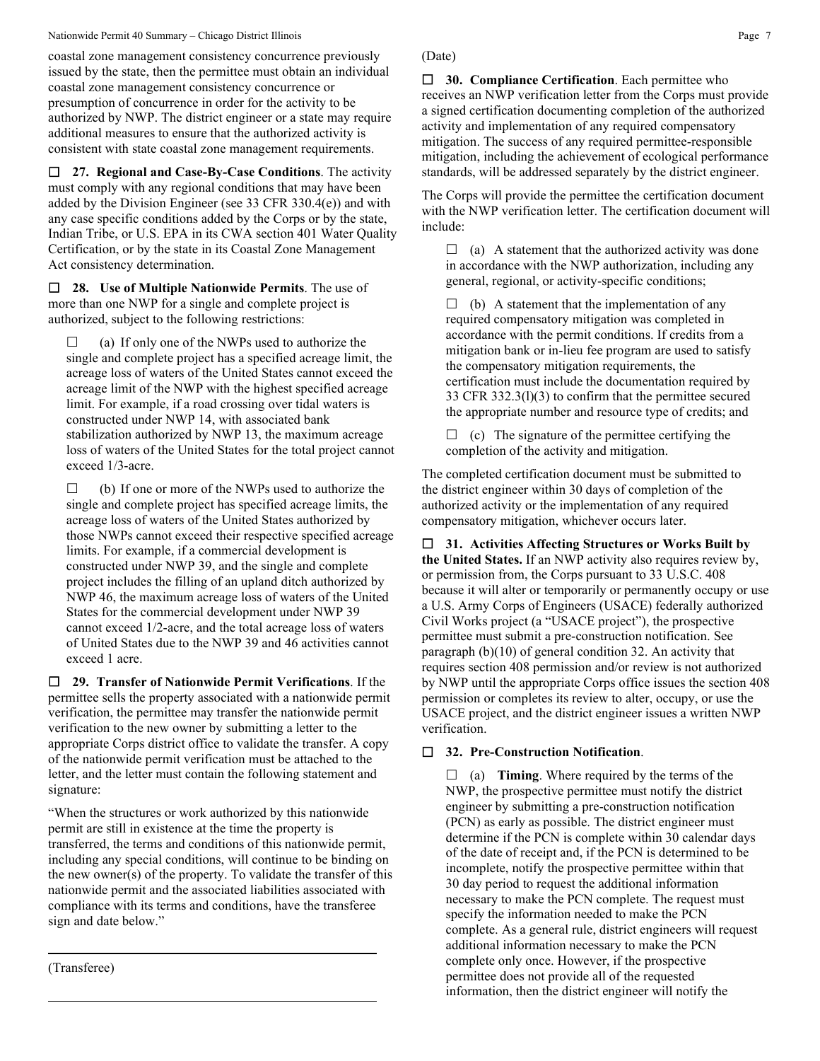coastal zone management consistency concurrence previously issued by the state, then the permittee must obtain an individual coastal zone management consistency concurrence or presumption of concurrence in order for the activity to be authorized by NWP. The district engineer or a state may require additional measures to ensure that the authorized activity is consistent with state coastal zone management requirements.

☐ **27. Regional and Case-By-Case Conditions**. The activity must comply with any regional conditions that may have been added by the Division Engineer (see 33 CFR 330.4(e)) and with any case specific conditions added by the Corps or by the state, Indian Tribe, or U.S. EPA in its CWA section 401 Water Quality Certification, or by the state in its Coastal Zone Management Act consistency determination.

☐ **28. Use of Multiple Nationwide Permits**. The use of more than one NWP for a single and complete project is authorized, subject to the following restrictions:

☐ (a) If only one of the NWPs used to authorize the single and complete project has a specified acreage limit, the acreage loss of waters of the United States cannot exceed the acreage limit of the NWP with the highest specified acreage limit. For example, if a road crossing over tidal waters is constructed under NWP 14, with associated bank stabilization authorized by NWP 13, the maximum acreage loss of waters of the United States for the total project cannot exceed 1/3-acre.

☐ (b) If one or more of the NWPs used to authorize the single and complete project has specified acreage limits, the acreage loss of waters of the United States authorized by those NWPs cannot exceed their respective specified acreage limits. For example, if a commercial development is constructed under NWP 39, and the single and complete project includes the filling of an upland ditch authorized by NWP 46, the maximum acreage loss of waters of the United States for the commercial development under NWP 39 cannot exceed 1/2-acre, and the total acreage loss of waters of United States due to the NWP 39 and 46 activities cannot exceed 1 acre.

☐ **29. Transfer of Nationwide Permit Verifications**. If the permittee sells the property associated with a nationwide permit verification, the permittee may transfer the nationwide permit verification to the new owner by submitting a letter to the appropriate Corps district office to validate the transfer. A copy of the nationwide permit verification must be attached to the letter, and the letter must contain the following statement and signature:

"When the structures or work authorized by this nationwide permit are still in existence at the time the property is transferred, the terms and conditions of this nationwide permit, including any special conditions, will continue to be binding on the new owner(s) of the property. To validate the transfer of this nationwide permit and the associated liabilities associated with compliance with its terms and conditions, have the transferee sign and date below."

______________________________

(Transferee)

______________________________

(Date)

☐ **30. Compliance Certification**. Each permittee who receives an NWP verification letter from the Corps must provide a signed certification documenting completion of the authorized activity and implementation of any required compensatory mitigation. The success of any required permittee-responsible mitigation, including the achievement of ecological performance standards, will be addressed separately by the district engineer.

The Corps will provide the permittee the certification document with the NWP verification letter. The certification document will include:

☐ (a) A statement that the authorized activity was done in accordance with the NWP authorization, including any general, regional, or activity-specific conditions;

☐ (b) A statement that the implementation of any required compensatory mitigation was completed in accordance with the permit conditions. If credits from a mitigation bank or in-lieu fee program are used to satisfy the compensatory mitigation requirements, the certification must include the documentation required by 33 CFR 332.3(l)(3) to confirm that the permittee secured the appropriate number and resource type of credits; and

☐ (c) The signature of the permittee certifying the completion of the activity and mitigation.

The completed certification document must be submitted to the district engineer within 30 days of completion of the authorized activity or the implementation of any required compensatory mitigation, whichever occurs later.

☐ **31. Activities Affecting Structures or Works Built by the United States.** If an NWP activity also requires review by, or permission from, the Corps pursuant to 33 U.S.C. 408 because it will alter or temporarily or permanently occupy or use a U.S. Army Corps of Engineers (USACE) federally authorized Civil Works project (a "USACE project"), the prospective permittee must submit a pre-construction notification. See paragraph (b)(10) of general condition 32. An activity that requires section 408 permission and/or review is not authorized by NWP until the appropriate Corps office issues the section 408 permission or completes its review to alter, occupy, or use the USACE project, and the district engineer issues a written NWP verification.

☐ **32. Pre-Construction Notification**.

☐ (a) **Timing**. Where required by the terms of the NWP, the prospective permittee must notify the district engineer by submitting a pre-construction notification (PCN) as early as possible. The district engineer must determine if the PCN is complete within 30 calendar days of the date of receipt and, if the PCN is determined to be incomplete, notify the prospective permittee within that 30 day period to request the additional information necessary to make the PCN complete. The request must specify the information needed to make the PCN complete. As a general rule, district engineers will request additional information necessary to make the PCN complete only once. However, if the prospective permittee does not provide all of the requested information, then the district engineer will notify the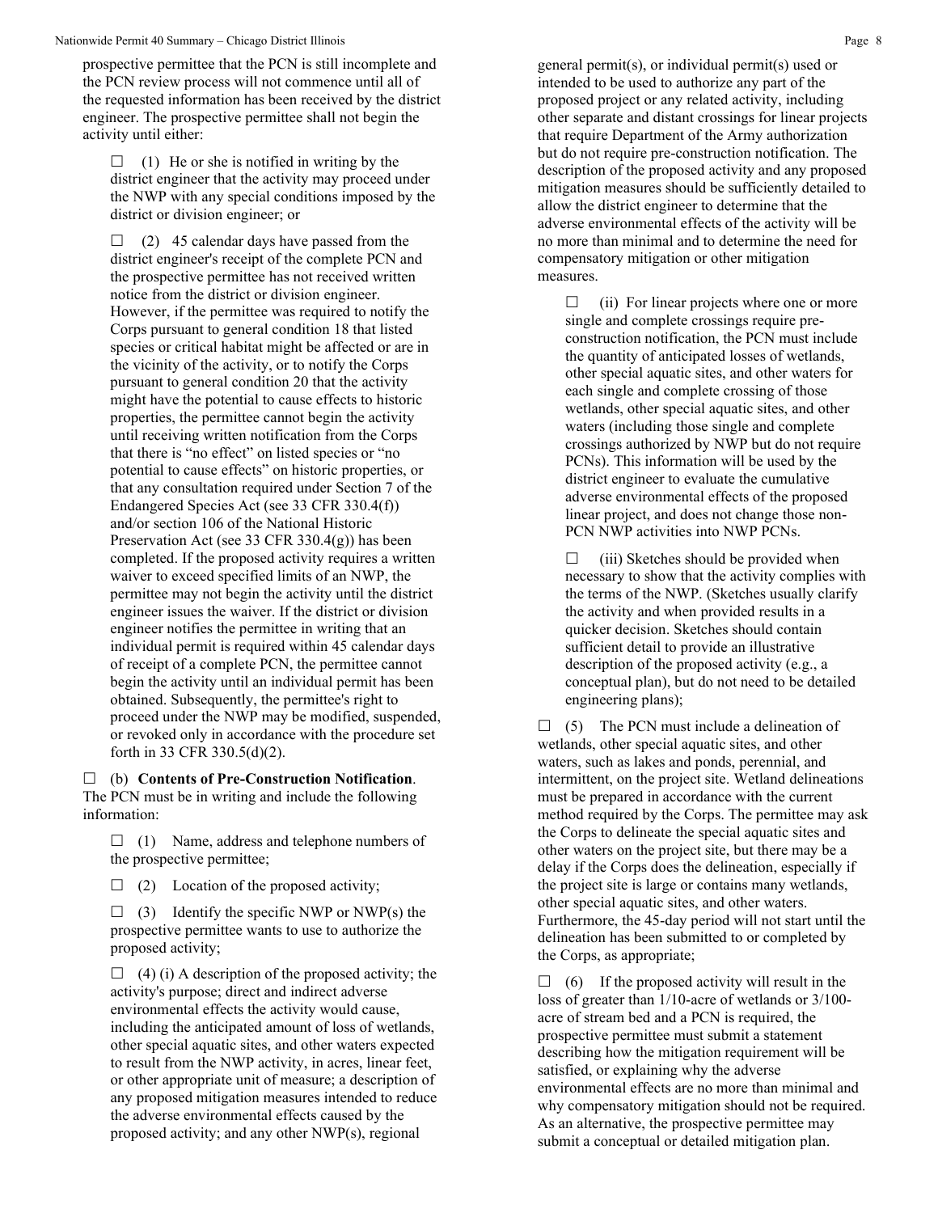prospective permittee that the PCN is still incomplete and the PCN review process will not commence until all of the requested information has been received by the district engineer. The prospective permittee shall not begin the activity until either:

☐ (1) He or she is notified in writing by the district engineer that the activity may proceed under the NWP with any special conditions imposed by the district or division engineer; or

☐ (2) 45 calendar days have passed from the district engineer's receipt of the complete PCN and the prospective permittee has not received written notice from the district or division engineer. However, if the permittee was required to notify the Corps pursuant to general condition 18 that listed species or critical habitat might be affected or are in the vicinity of the activity, or to notify the Corps pursuant to general condition 20 that the activity might have the potential to cause effects to historic properties, the permittee cannot begin the activity until receiving written notification from the Corps that there is "no effect" on listed species or "no potential to cause effects" on historic properties, or that any consultation required under Section 7 of the Endangered Species Act (see 33 CFR 330.4(f)) and/or section 106 of the National Historic Preservation Act (see 33 CFR 330.4(g)) has been completed. If the proposed activity requires a written waiver to exceed specified limits of an NWP, the permittee may not begin the activity until the district engineer issues the waiver. If the district or division engineer notifies the permittee in writing that an individual permit is required within 45 calendar days of receipt of a complete PCN, the permittee cannot begin the activity until an individual permit has been obtained. Subsequently, the permittee's right to proceed under the NWP may be modified, suspended, or revoked only in accordance with the procedure set forth in 33 CFR 330.5(d)(2).

☐ (b) **Contents of Pre-Construction Notification**. The PCN must be in writing and include the following information:

☐ (1) Name, address and telephone numbers of the prospective permittee;

☐ (2) Location of the proposed activity;

☐ (3) Identify the specific NWP or NWP(s) the prospective permittee wants to use to authorize the proposed activity;

☐ (4) (i) A description of the proposed activity; the activity's purpose; direct and indirect adverse environmental effects the activity would cause, including the anticipated amount of loss of wetlands, other special aquatic sites, and other waters expected to result from the NWP activity, in acres, linear feet, or other appropriate unit of measure; a description of any proposed mitigation measures intended to reduce the adverse environmental effects caused by the proposed activity; and any other NWP(s), regional general permit(s), or individual permit(s) used or intended to be used to authorize any part of the proposed project or any related activity, including other separate and distant crossings for linear projects that require Department of the Army authorization but do not require pre-construction notification. The description of the proposed activity and any proposed mitigation measures should be sufficiently detailed to allow the district engineer to determine that the adverse environmental effects of the activity will be no more than minimal and to determine the need for compensatory mitigation or other mitigation measures.

☐ (ii) For linear projects where one or more single and complete crossings require pre-construction notification, the PCN must include the quantity of anticipated losses of wetlands, other special aquatic sites, and other waters for each single and complete crossing of those wetlands, other special aquatic sites, and other waters (including those single and complete crossings authorized by NWP but do not require PCNs). This information will be used by the district engineer to evaluate the cumulative adverse environmental effects of the proposed linear project, and does not change those non-PCN NWP activities into NWP PCNs.

☐ (iii) Sketches should be provided when necessary to show that the activity complies with the terms of the NWP. (Sketches usually clarify the activity and when provided results in a quicker decision. Sketches should contain sufficient detail to provide an illustrative description of the proposed activity (e.g., a conceptual plan), but do not need to be detailed engineering plans);

☐ (5) The PCN must include a delineation of wetlands, other special aquatic sites, and other waters, such as lakes and ponds, perennial, and intermittent, on the project site. Wetland delineations must be prepared in accordance with the current method required by the Corps. The permittee may ask the Corps to delineate the special aquatic sites and other waters on the project site, but there may be a delay if the Corps does the delineation, especially if the project site is large or contains many wetlands, other special aquatic sites, and other waters. Furthermore, the 45-day period will not start until the delineation has been submitted to or completed by the Corps, as appropriate;

☐ (6) If the proposed activity will result in the loss of greater than 1/10-acre of wetlands or 3/100-acre of stream bed and a PCN is required, the prospective permittee must submit a statement describing how the mitigation requirement will be satisfied, or explaining why the adverse environmental effects are no more than minimal and why compensatory mitigation should not be required. As an alternative, the prospective permittee may submit a conceptual or detailed mitigation plan.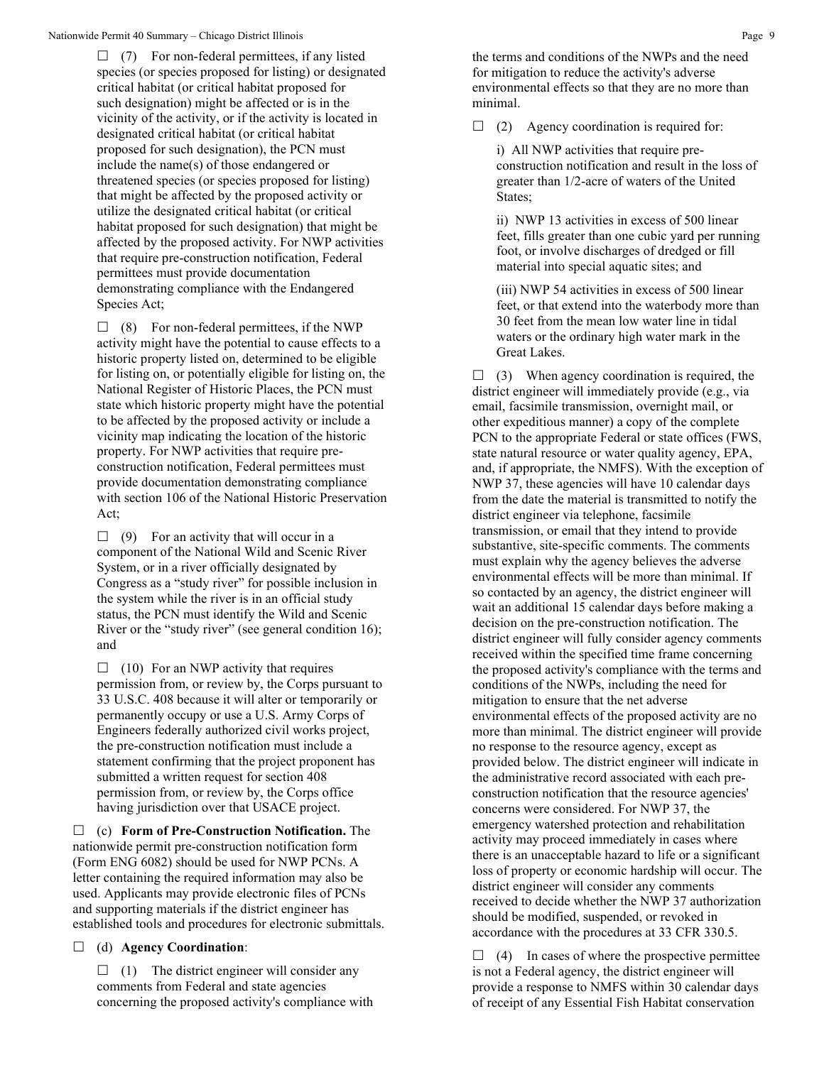☐ (7) For non-federal permittees, if any listed species (or species proposed for listing) or designated critical habitat (or critical habitat proposed for such designation) might be affected or is in the vicinity of the activity, or if the activity is located in designated critical habitat (or critical habitat proposed for such designation), the PCN must include the name(s) of those endangered or threatened species (or species proposed for listing) that might be affected by the proposed activity or utilize the designated critical habitat (or critical habitat proposed for such designation) that might be affected by the proposed activity. For NWP activities that require pre-construction notification, Federal permittees must provide documentation demonstrating compliance with the Endangered Species Act;

☐ (8) For non-federal permittees, if the NWP activity might have the potential to cause effects to a historic property listed on, determined to be eligible for listing on, or potentially eligible for listing on, the National Register of Historic Places, the PCN must state which historic property might have the potential to be affected by the proposed activity or include a vicinity map indicating the location of the historic property. For NWP activities that require pre-construction notification, Federal permittees must provide documentation demonstrating compliance with section 106 of the National Historic Preservation Act;

☐ (9) For an activity that will occur in a component of the National Wild and Scenic River System, or in a river officially designated by Congress as a "study river" for possible inclusion in the system while the river is in an official study status, the PCN must identify the Wild and Scenic River or the "study river" (see general condition 16); and

☐ (10) For an NWP activity that requires permission from, or review by, the Corps pursuant to 33 U.S.C. 408 because it will alter or temporarily or permanently occupy or use a U.S. Army Corps of Engineers federally authorized civil works project, the pre-construction notification must include a statement confirming that the project proponent has submitted a written request for section 408 permission from, or review by, the Corps office having jurisdiction over that USACE project.

☐ (c) **Form of Pre-Construction Notification.** The nationwide permit pre-construction notification form (Form ENG 6082) should be used for NWP PCNs. A letter containing the required information may also be used. Applicants may provide electronic files of PCNs and supporting materials if the district engineer has established tools and procedures for electronic submittals.

☐ (d) **Agency Coordination**:

☐ (1) The district engineer will consider any comments from Federal and state agencies concerning the proposed activity's compliance with the terms and conditions of the NWPs and the need for mitigation to reduce the activity's adverse environmental effects so that they are no more than minimal.

☐ (2) Agency coordination is required for:

i) All NWP activities that require pre-construction notification and result in the loss of greater than 1/2-acre of waters of the United States;

ii) NWP 13 activities in excess of 500 linear feet, fills greater than one cubic yard per running foot, or involve discharges of dredged or fill material into special aquatic sites; and

(iii) NWP 54 activities in excess of 500 linear feet, or that extend into the waterbody more than 30 feet from the mean low water line in tidal waters or the ordinary high water mark in the Great Lakes.

☐ (3) When agency coordination is required, the district engineer will immediately provide (e.g., via email, facsimile transmission, overnight mail, or other expeditious manner) a copy of the complete PCN to the appropriate Federal or state offices (FWS, state natural resource or water quality agency, EPA, and, if appropriate, the NMFS). With the exception of NWP 37, these agencies will have 10 calendar days from the date the material is transmitted to notify the district engineer via telephone, facsimile transmission, or email that they intend to provide substantive, site-specific comments. The comments must explain why the agency believes the adverse environmental effects will be more than minimal. If so contacted by an agency, the district engineer will wait an additional 15 calendar days before making a decision on the pre-construction notification. The district engineer will fully consider agency comments received within the specified time frame concerning the proposed activity's compliance with the terms and conditions of the NWPs, including the need for mitigation to ensure that the net adverse environmental effects of the proposed activity are no more than minimal. The district engineer will provide no response to the resource agency, except as provided below. The district engineer will indicate in the administrative record associated with each pre-construction notification that the resource agencies' concerns were considered. For NWP 37, the emergency watershed protection and rehabilitation activity may proceed immediately in cases where there is an unacceptable hazard to life or a significant loss of property or economic hardship will occur. The district engineer will consider any comments received to decide whether the NWP 37 authorization should be modified, suspended, or revoked in accordance with the procedures at 33 CFR 330.5.

☐ (4) In cases of where the prospective permittee is not a Federal agency, the district engineer will provide a response to NMFS within 30 calendar days of receipt of any Essential Fish Habitat conservation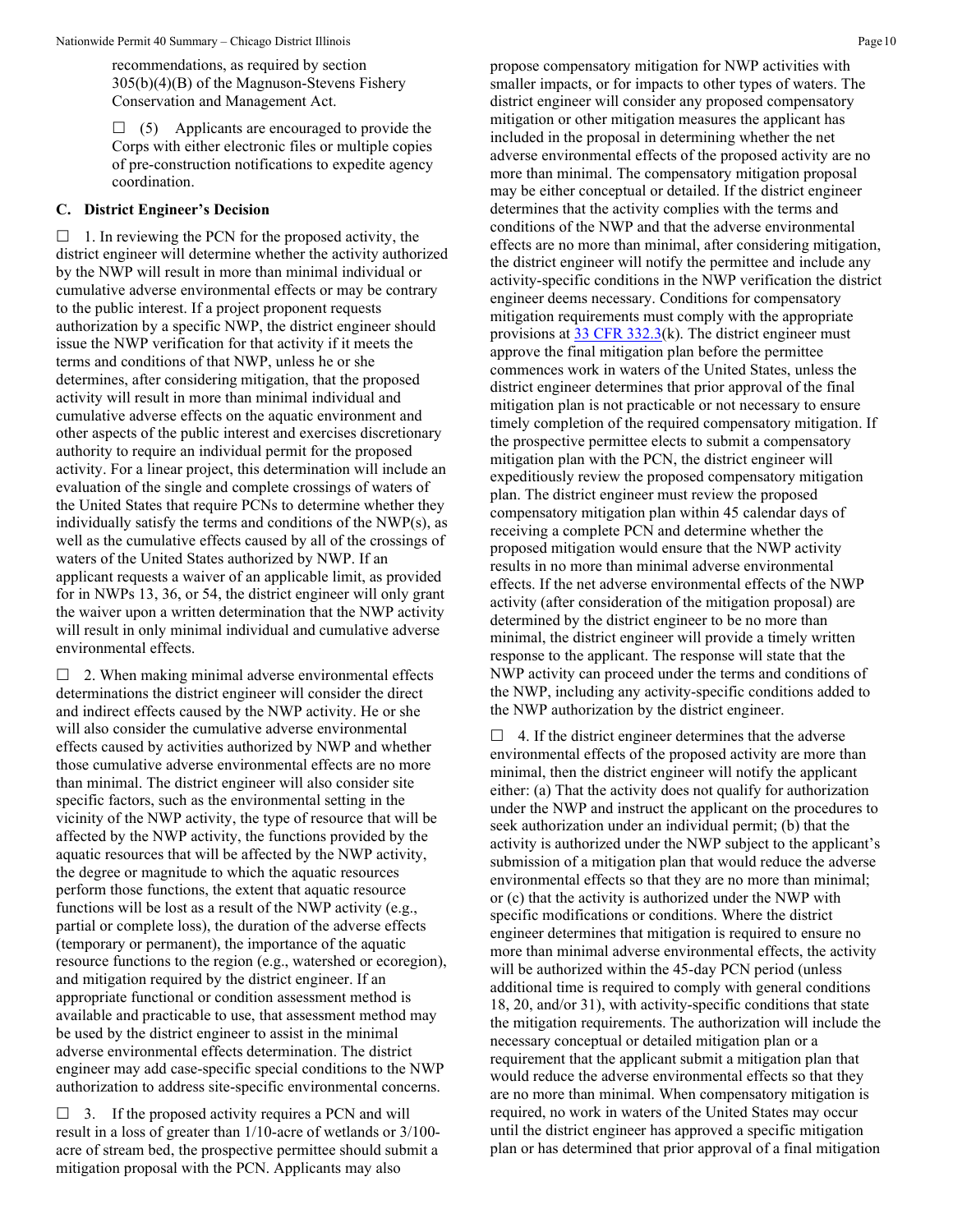recommendations, as required by section 305(b)(4)(B) of the Magnuson-Stevens Fishery Conservation and Management Act.

☐ (5) Applicants are encouraged to provide the Corps with either electronic files or multiple copies of pre-construction notifications to expedite agency coordination.

### C. District Engineer's Decision

☐ 1. In reviewing the PCN for the proposed activity, the district engineer will determine whether the activity authorized by the NWP will result in more than minimal individual or cumulative adverse environmental effects or may be contrary to the public interest. If a project proponent requests authorization by a specific NWP, the district engineer should issue the NWP verification for that activity if it meets the terms and conditions of that NWP, unless he or she determines, after considering mitigation, that the proposed activity will result in more than minimal individual and cumulative adverse effects on the aquatic environment and other aspects of the public interest and exercises discretionary authority to require an individual permit for the proposed activity. For a linear project, this determination will include an evaluation of the single and complete crossings of waters of the United States that require PCNs to determine whether they individually satisfy the terms and conditions of the NWP(s), as well as the cumulative effects caused by all of the crossings of waters of the United States authorized by NWP. If an applicant requests a waiver of an applicable limit, as provided for in NWPs 13, 36, or 54, the district engineer will only grant the waiver upon a written determination that the NWP activity will result in only minimal individual and cumulative adverse environmental effects.

☐ 2. When making minimal adverse environmental effects determinations the district engineer will consider the direct and indirect effects caused by the NWP activity. He or she will also consider the cumulative adverse environmental effects caused by activities authorized by NWP and whether those cumulative adverse environmental effects are no more than minimal. The district engineer will also consider site specific factors, such as the environmental setting in the vicinity of the NWP activity, the type of resource that will be affected by the NWP activity, the functions provided by the aquatic resources that will be affected by the NWP activity, the degree or magnitude to which the aquatic resources perform those functions, the extent that aquatic resource functions will be lost as a result of the NWP activity (e.g., partial or complete loss), the duration of the adverse effects (temporary or permanent), the importance of the aquatic resource functions to the region (e.g., watershed or ecoregion), and mitigation required by the district engineer. If an appropriate functional or condition assessment method is available and practicable to use, that assessment method may be used by the district engineer to assist in the minimal adverse environmental effects determination. The district engineer may add case-specific special conditions to the NWP authorization to address site-specific environmental concerns.

☐ 3. If the proposed activity requires a PCN and will result in a loss of greater than 1/10-acre of wetlands or 3/100-acre of stream bed, the prospective permittee should submit a mitigation proposal with the PCN. Applicants may also propose compensatory mitigation for NWP activities with smaller impacts, or for impacts to other types of waters. The district engineer will consider any proposed compensatory mitigation or other mitigation measures the applicant has included in the proposal in determining whether the net adverse environmental effects of the proposed activity are no more than minimal. The compensatory mitigation proposal may be either conceptual or detailed. If the district engineer determines that the activity complies with the terms and conditions of the NWP and that the adverse environmental effects are no more than minimal, after considering mitigation, the district engineer will notify the permittee and include any activity-specific conditions in the NWP verification the district engineer deems necessary. Conditions for compensatory mitigation requirements must comply with the appropriate provisions at 33 CFR 332.3(k). The district engineer must approve the final mitigation plan before the permittee commences work in waters of the United States, unless the district engineer determines that prior approval of the final mitigation plan is not practicable or not necessary to ensure timely completion of the required compensatory mitigation. If the prospective permittee elects to submit a compensatory mitigation plan with the PCN, the district engineer will expeditiously review the proposed compensatory mitigation plan. The district engineer must review the proposed compensatory mitigation plan within 45 calendar days of receiving a complete PCN and determine whether the proposed mitigation would ensure that the NWP activity results in no more than minimal adverse environmental effects. If the net adverse environmental effects of the NWP activity (after consideration of the mitigation proposal) are determined by the district engineer to be no more than minimal, the district engineer will provide a timely written response to the applicant. The response will state that the NWP activity can proceed under the terms and conditions of the NWP, including any activity-specific conditions added to the NWP authorization by the district engineer.

☐ 4. If the district engineer determines that the adverse environmental effects of the proposed activity are more than minimal, then the district engineer will notify the applicant either: (a) That the activity does not qualify for authorization under the NWP and instruct the applicant on the procedures to seek authorization under an individual permit; (b) that the activity is authorized under the NWP subject to the applicant's submission of a mitigation plan that would reduce the adverse environmental effects so that they are no more than minimal; or (c) that the activity is authorized under the NWP with specific modifications or conditions. Where the district engineer determines that mitigation is required to ensure no more than minimal adverse environmental effects, the activity will be authorized within the 45-day PCN period (unless additional time is required to comply with general conditions 18, 20, and/or 31), with activity-specific conditions that state the mitigation requirements. The authorization will include the necessary conceptual or detailed mitigation plan or a requirement that the applicant submit a mitigation plan that would reduce the adverse environmental effects so that they are no more than minimal. When compensatory mitigation is required, no work in waters of the United States may occur until the district engineer has approved a specific mitigation plan or has determined that prior approval of a final mitigation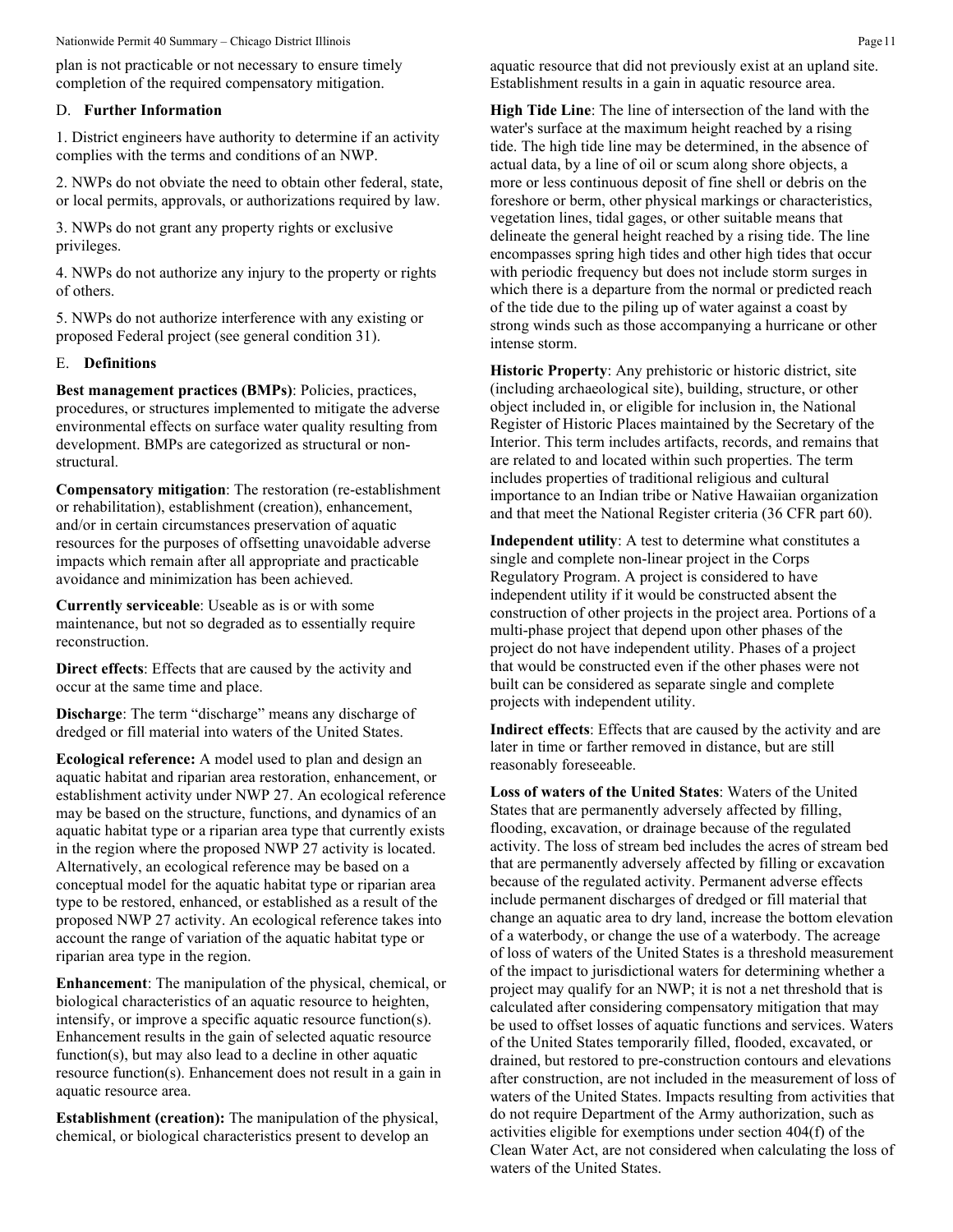plan is not practicable or not necessary to ensure timely completion of the required compensatory mitigation.

### D. Further Information

1. District engineers have authority to determine if an activity complies with the terms and conditions of an NWP.

2. NWPs do not obviate the need to obtain other federal, state, or local permits, approvals, or authorizations required by law.

3. NWPs do not grant any property rights or exclusive privileges.

4. NWPs do not authorize any injury to the property or rights of others.

5. NWPs do not authorize interference with any existing or proposed Federal project (see general condition 31).

### E. Definitions

**Best management practices (BMPs)**: Policies, practices, procedures, or structures implemented to mitigate the adverse environmental effects on surface water quality resulting from development. BMPs are categorized as structural or non-structural.

**Compensatory mitigation**: The restoration (re-establishment or rehabilitation), establishment (creation), enhancement, and/or in certain circumstances preservation of aquatic resources for the purposes of offsetting unavoidable adverse impacts which remain after all appropriate and practicable avoidance and minimization has been achieved.

**Currently serviceable**: Useable as is or with some maintenance, but not so degraded as to essentially require reconstruction.

**Direct effects**: Effects that are caused by the activity and occur at the same time and place.

**Discharge**: The term "discharge" means any discharge of dredged or fill material into waters of the United States.

**Ecological reference:** A model used to plan and design an aquatic habitat and riparian area restoration, enhancement, or establishment activity under NWP 27. An ecological reference may be based on the structure, functions, and dynamics of an aquatic habitat type or a riparian area type that currently exists in the region where the proposed NWP 27 activity is located. Alternatively, an ecological reference may be based on a conceptual model for the aquatic habitat type or riparian area type to be restored, enhanced, or established as a result of the proposed NWP 27 activity. An ecological reference takes into account the range of variation of the aquatic habitat type or riparian area type in the region.

**Enhancement**: The manipulation of the physical, chemical, or biological characteristics of an aquatic resource to heighten, intensify, or improve a specific aquatic resource function(s). Enhancement results in the gain of selected aquatic resource function(s), but may also lead to a decline in other aquatic resource function(s). Enhancement does not result in a gain in aquatic resource area.

**Establishment (creation):** The manipulation of the physical, chemical, or biological characteristics present to develop an aquatic resource that did not previously exist at an upland site. Establishment results in a gain in aquatic resource area.

**High Tide Line**: The line of intersection of the land with the water's surface at the maximum height reached by a rising tide. The high tide line may be determined, in the absence of actual data, by a line of oil or scum along shore objects, a more or less continuous deposit of fine shell or debris on the foreshore or berm, other physical markings or characteristics, vegetation lines, tidal gages, or other suitable means that delineate the general height reached by a rising tide. The line encompasses spring high tides and other high tides that occur with periodic frequency but does not include storm surges in which there is a departure from the normal or predicted reach of the tide due to the piling up of water against a coast by strong winds such as those accompanying a hurricane or other intense storm.

**Historic Property**: Any prehistoric or historic district, site (including archaeological site), building, structure, or other object included in, or eligible for inclusion in, the National Register of Historic Places maintained by the Secretary of the Interior. This term includes artifacts, records, and remains that are related to and located within such properties. The term includes properties of traditional religious and cultural importance to an Indian tribe or Native Hawaiian organization and that meet the National Register criteria (36 CFR part 60).

**Independent utility**: A test to determine what constitutes a single and complete non-linear project in the Corps Regulatory Program. A project is considered to have independent utility if it would be constructed absent the construction of other projects in the project area. Portions of a multi-phase project that depend upon other phases of the project do not have independent utility. Phases of a project that would be constructed even if the other phases were not built can be considered as separate single and complete projects with independent utility.

**Indirect effects**: Effects that are caused by the activity and are later in time or farther removed in distance, but are still reasonably foreseeable.

**Loss of waters of the United States**: Waters of the United States that are permanently adversely affected by filling, flooding, excavation, or drainage because of the regulated activity. The loss of stream bed includes the acres of stream bed that are permanently adversely affected by filling or excavation because of the regulated activity. Permanent adverse effects include permanent discharges of dredged or fill material that change an aquatic area to dry land, increase the bottom elevation of a waterbody, or change the use of a waterbody. The acreage of loss of waters of the United States is a threshold measurement of the impact to jurisdictional waters for determining whether a project may qualify for an NWP; it is not a net threshold that is calculated after considering compensatory mitigation that may be used to offset losses of aquatic functions and services. Waters of the United States temporarily filled, flooded, excavated, or drained, but restored to pre-construction contours and elevations after construction, are not included in the measurement of loss of waters of the United States. Impacts resulting from activities that do not require Department of the Army authorization, such as activities eligible for exemptions under section 404(f) of the Clean Water Act, are not considered when calculating the loss of waters of the United States.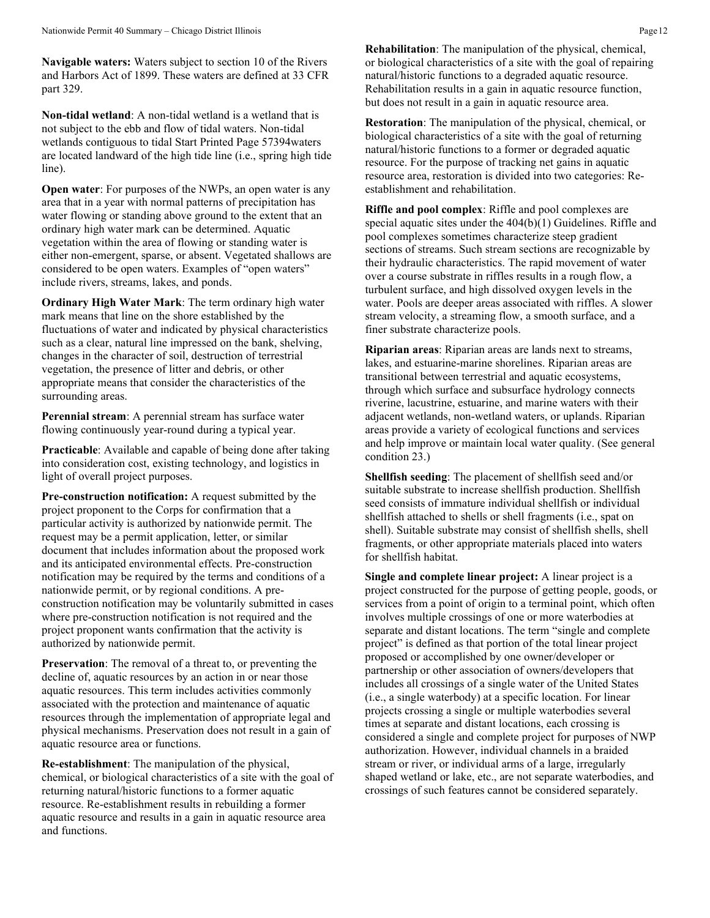**Navigable waters:** Waters subject to section 10 of the Rivers and Harbors Act of 1899. These waters are defined at 33 CFR part 329.

**Non-tidal wetland**: A non-tidal wetland is a wetland that is not subject to the ebb and flow of tidal waters. Non-tidal wetlands contiguous to tidal Start Printed Page 57394waters are located landward of the high tide line (i.e., spring high tide line).

**Open water**: For purposes of the NWPs, an open water is any area that in a year with normal patterns of precipitation has water flowing or standing above ground to the extent that an ordinary high water mark can be determined. Aquatic vegetation within the area of flowing or standing water is either non-emergent, sparse, or absent. Vegetated shallows are considered to be open waters. Examples of "open waters" include rivers, streams, lakes, and ponds.

**Ordinary High Water Mark**: The term ordinary high water mark means that line on the shore established by the fluctuations of water and indicated by physical characteristics such as a clear, natural line impressed on the bank, shelving, changes in the character of soil, destruction of terrestrial vegetation, the presence of litter and debris, or other appropriate means that consider the characteristics of the surrounding areas.

**Perennial stream**: A perennial stream has surface water flowing continuously year-round during a typical year.

**Practicable**: Available and capable of being done after taking into consideration cost, existing technology, and logistics in light of overall project purposes.

**Pre-construction notification:** A request submitted by the project proponent to the Corps for confirmation that a particular activity is authorized by nationwide permit. The request may be a permit application, letter, or similar document that includes information about the proposed work and its anticipated environmental effects. Pre-construction notification may be required by the terms and conditions of a nationwide permit, or by regional conditions. A pre-construction notification may be voluntarily submitted in cases where pre-construction notification is not required and the project proponent wants confirmation that the activity is authorized by nationwide permit.

**Preservation**: The removal of a threat to, or preventing the decline of, aquatic resources by an action in or near those aquatic resources. This term includes activities commonly associated with the protection and maintenance of aquatic resources through the implementation of appropriate legal and physical mechanisms. Preservation does not result in a gain of aquatic resource area or functions.

**Re-establishment**: The manipulation of the physical, chemical, or biological characteristics of a site with the goal of returning natural/historic functions to a former aquatic resource. Re-establishment results in rebuilding a former aquatic resource and results in a gain in aquatic resource area and functions.

**Rehabilitation**: The manipulation of the physical, chemical, or biological characteristics of a site with the goal of repairing natural/historic functions to a degraded aquatic resource. Rehabilitation results in a gain in aquatic resource function, but does not result in a gain in aquatic resource area.

**Restoration**: The manipulation of the physical, chemical, or biological characteristics of a site with the goal of returning natural/historic functions to a former or degraded aquatic resource. For the purpose of tracking net gains in aquatic resource area, restoration is divided into two categories: Re-establishment and rehabilitation.

**Riffle and pool complex**: Riffle and pool complexes are special aquatic sites under the 404(b)(1) Guidelines. Riffle and pool complexes sometimes characterize steep gradient sections of streams. Such stream sections are recognizable by their hydraulic characteristics. The rapid movement of water over a course substrate in riffles results in a rough flow, a turbulent surface, and high dissolved oxygen levels in the water. Pools are deeper areas associated with riffles. A slower stream velocity, a streaming flow, a smooth surface, and a finer substrate characterize pools.

**Riparian areas**: Riparian areas are lands next to streams, lakes, and estuarine-marine shorelines. Riparian areas are transitional between terrestrial and aquatic ecosystems, through which surface and subsurface hydrology connects riverine, lacustrine, estuarine, and marine waters with their adjacent wetlands, non-wetland waters, or uplands. Riparian areas provide a variety of ecological functions and services and help improve or maintain local water quality. (See general condition 23.)

**Shellfish seeding**: The placement of shellfish seed and/or suitable substrate to increase shellfish production. Shellfish seed consists of immature individual shellfish or individual shellfish attached to shells or shell fragments (i.e., spat on shell). Suitable substrate may consist of shellfish shells, shell fragments, or other appropriate materials placed into waters for shellfish habitat.

**Single and complete linear project:** A linear project is a project constructed for the purpose of getting people, goods, or services from a point of origin to a terminal point, which often involves multiple crossings of one or more waterbodies at separate and distant locations. The term "single and complete project" is defined as that portion of the total linear project proposed or accomplished by one owner/developer or partnership or other association of owners/developers that includes all crossings of a single water of the United States (i.e., a single waterbody) at a specific location. For linear projects crossing a single or multiple waterbodies several times at separate and distant locations, each crossing is considered a single and complete project for purposes of NWP authorization. However, individual channels in a braided stream or river, or individual arms of a large, irregularly shaped wetland or lake, etc., are not separate waterbodies, and crossings of such features cannot be considered separately.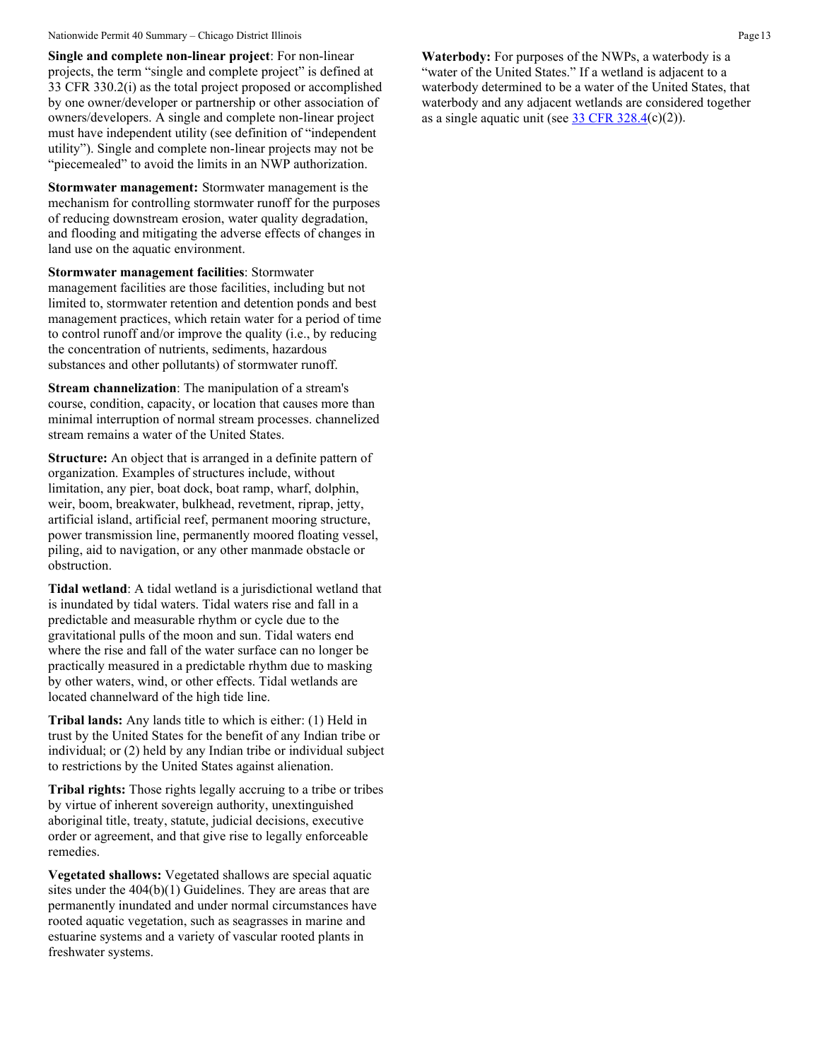**Single and complete non-linear project**: For non-linear projects, the term "single and complete project" is defined at 33 CFR 330.2(i) as the total project proposed or accomplished by one owner/developer or partnership or other association of owners/developers. A single and complete non-linear project must have independent utility (see definition of "independent utility"). Single and complete non-linear projects may not be "piecemealed" to avoid the limits in an NWP authorization.

**Stormwater management:** Stormwater management is the mechanism for controlling stormwater runoff for the purposes of reducing downstream erosion, water quality degradation, and flooding and mitigating the adverse effects of changes in land use on the aquatic environment.

**Stormwater management facilities**: Stormwater management facilities are those facilities, including but not limited to, stormwater retention and detention ponds and best management practices, which retain water for a period of time to control runoff and/or improve the quality (i.e., by reducing the concentration of nutrients, sediments, hazardous substances and other pollutants) of stormwater runoff.

**Stream channelization**: The manipulation of a stream's course, condition, capacity, or location that causes more than minimal interruption of normal stream processes. channelized stream remains a water of the United States.

**Structure:** An object that is arranged in a definite pattern of organization. Examples of structures include, without limitation, any pier, boat dock, boat ramp, wharf, dolphin, weir, boom, breakwater, bulkhead, revetment, riprap, jetty, artificial island, artificial reef, permanent mooring structure, power transmission line, permanently moored floating vessel, piling, aid to navigation, or any other manmade obstacle or obstruction.

**Tidal wetland**: A tidal wetland is a jurisdictional wetland that is inundated by tidal waters. Tidal waters rise and fall in a predictable and measurable rhythm or cycle due to the gravitational pulls of the moon and sun. Tidal waters end where the rise and fall of the water surface can no longer be practically measured in a predictable rhythm due to masking by other waters, wind, or other effects. Tidal wetlands are located channelward of the high tide line.

**Tribal lands:** Any lands title to which is either: (1) Held in trust by the United States for the benefit of any Indian tribe or individual; or (2) held by any Indian tribe or individual subject to restrictions by the United States against alienation.

**Tribal rights:** Those rights legally accruing to a tribe or tribes by virtue of inherent sovereign authority, unextinguished aboriginal title, treaty, statute, judicial decisions, executive order or agreement, and that give rise to legally enforceable remedies.

**Vegetated shallows:** Vegetated shallows are special aquatic sites under the 404(b)(1) Guidelines. They are areas that are permanently inundated and under normal circumstances have rooted aquatic vegetation, such as seagrasses in marine and estuarine systems and a variety of vascular rooted plants in freshwater systems.

**Waterbody:** For purposes of the NWPs, a waterbody is a "water of the United States." If a wetland is adjacent to a waterbody determined to be a water of the United States, that waterbody and any adjacent wetlands are considered together as a single aquatic unit (see 33 CFR 328.4(c)(2)).